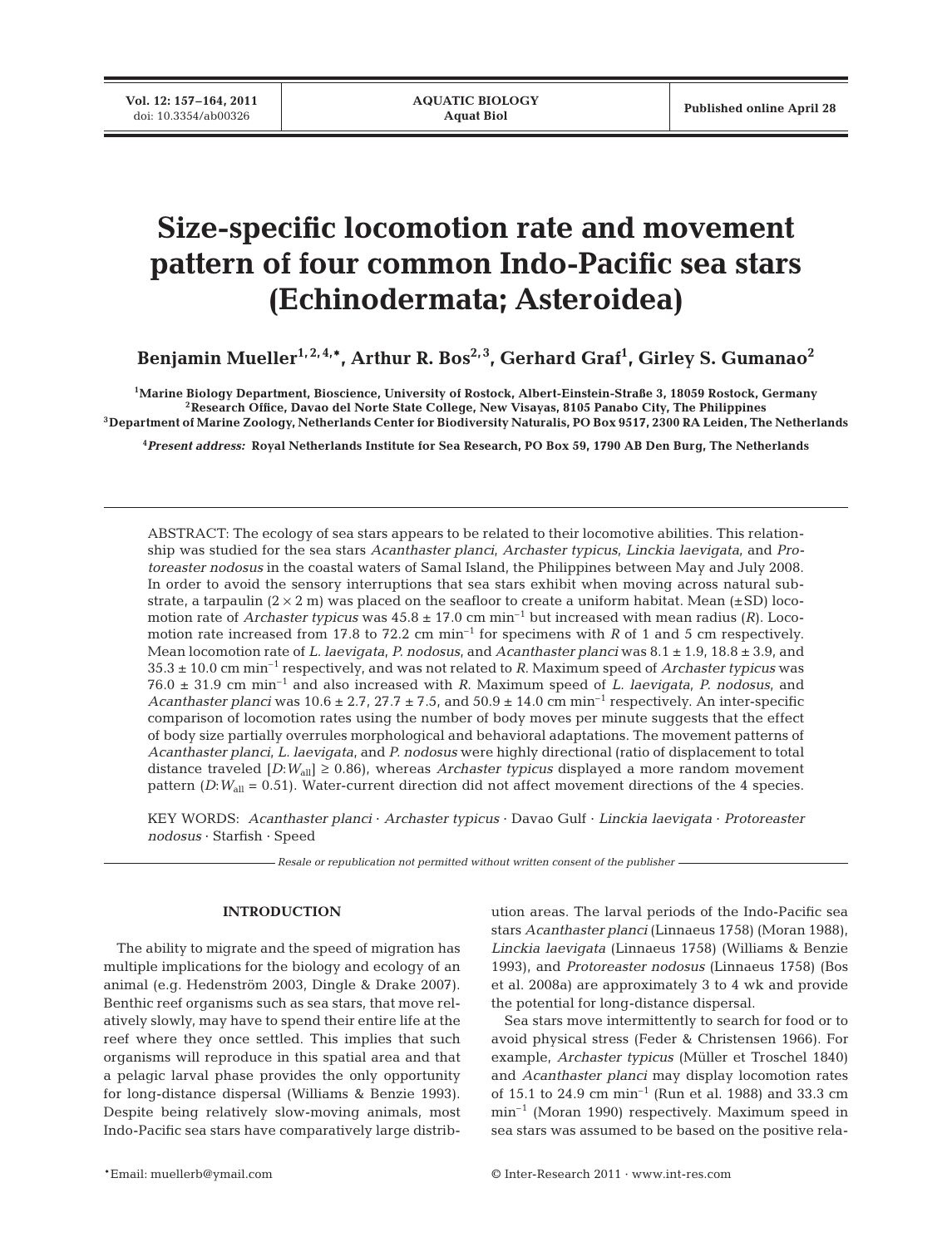# Size-specific locomotion rate and movement pattern of four common Indo-Pacific sea stars (Echinodermata; Asteroidea)

**Benjamin Mueller[1,2,4,*], Arthur R. Bos[2,3], Gerhard Graf[1], Girley S. Gumanao[2]**

[1]Marine Biology Department, Bioscience, University of Rostock, Albert-Einstein-Straße 3, 18059 Rostock, Germany
[2]Research Office, Davao del Norte State College, New Visayas, 8105 Panabo City, The Philippines
[3]Department of Marine Zoology, Netherlands Center for Biodiversity Naturalis, PO Box 9517, 2300 RA Leiden, The Netherlands

[4]*Present address:* Royal Netherlands Institute for Sea Research, PO Box 59, 1790 AB Den Burg, The Netherlands

ABSTRACT: The ecology of sea stars appears to be related to their locomotive abilities. This relationship was studied for the sea stars *Acanthaster planci*, *Archaster typicus*, *Linckia laevigata*, and *Protoreaster nodosus* in the coastal waters of Samal Island, the Philippines between May and July 2008. In order to avoid the sensory interruptions that sea stars exhibit when moving across natural substrate, a tarpaulin (2 × 2 m) was placed on the seafloor to create a uniform habitat. Mean (±SD) locomotion rate of *Archaster typicus* was 45.8 ± 17.0 cm $min^{-1}$ but increased with mean radius (*R*). Locomotion rate increased from 17.8 to 72.2 cm $min^{-1}$ for specimens with *R* of 1 and 5 cm respectively. Mean locomotion rate of *L. laevigata*, *P. nodosus*, and *Acanthaster planci* was 8.1 ± 1.9, 18.8 ± 3.9, and 35.3 ± 10.0 cm $min^{-1}$ respectively, and was not related to *R*. Maximum speed of *Archaster typicus* was 76.0 ± 31.9 cm $min^{-1}$ and also increased with *R*. Maximum speed of *L. laevigata*, *P. nodosus*, and *Acanthaster planci* was 10.6 ± 2.7, 27.7 ± 7.5, and 50.9 ± 14.0 cm $min^{-1}$ respectively. An inter-specific comparison of locomotion rates using the number of body moves per minute suggests that the effect of body size partially overrules morphological and behavioral adaptations. The movement patterns of *Acanthaster planci*, *L. laevigata*, and *P. nodosus* were highly directional (ratio of displacement to total distance traveled [$D$:$W_{all}$] ≥ 0.86), whereas *Archaster typicus* displayed a more random movement pattern ($D$:$W_{all}$ = 0.51). Water-current direction did not affect movement directions of the 4 species.

KEY WORDS: *Acanthaster planci* · *Archaster typicus* · Davao Gulf · *Linckia laevigata* · *Protoreaster nodosus* · Starfish · Speed

*Resale or republication not permitted without written consent of the publisher*

## INTRODUCTION

The ability to migrate and the speed of migration has multiple implications for the biology and ecology of an animal (e.g. Hedenström 2003, Dingle & Drake 2007). Benthic reef organisms such as sea stars, that move relatively slowly, may have to spend their entire life at the reef where they once settled. This implies that such organisms will reproduce in this spatial area and that a pelagic larval phase provides the only opportunity for long-distance dispersal (Williams & Benzie 1993). Despite being relatively slow-moving animals, most Indo-Pacific sea stars have comparatively large distribution areas. The larval periods of the Indo-Pacific sea stars *Acanthaster planci* (Linnaeus 1758) (Moran 1988), *Linckia laevigata* (Linnaeus 1758) (Williams & Benzie 1993), and *Protoreaster nodosus* (Linnaeus 1758) (Bos et al. 2008a) are approximately 3 to 4 wk and provide the potential for long-distance dispersal.

Sea stars move intermittently to search for food or to avoid physical stress (Feder & Christensen 1966). For example, *Archaster typicus* (Müller et Troschel 1840) and *Acanthaster planci* may display locomotion rates of 15.1 to 24.9 cm $min^{-1}$ (Run et al. 1988) and 33.3 cm $min^{-1}$ (Moran 1990) respectively. Maximum speed in sea stars was assumed to be based on the positive rela-

*Email: muellerb@ymail.com

© Inter-Research 2011 · www.int-res.com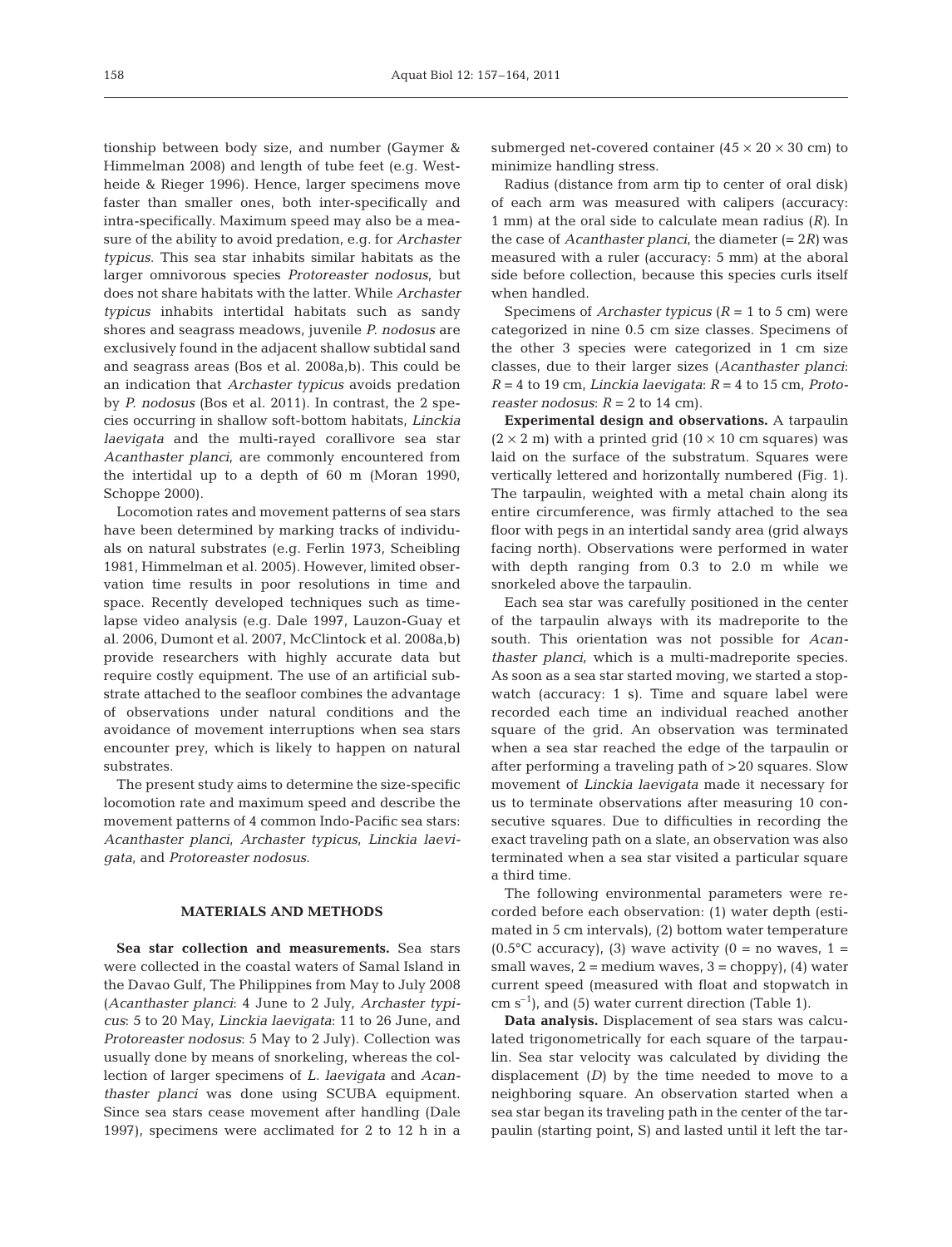tionship between body size, and number (Gaymer & Himmelman 2008) and length of tube feet (e.g. Westheide & Rieger 1996). Hence, larger specimens move faster than smaller ones, both inter-specifically and intra-specifically. Maximum speed may also be a measure of the ability to avoid predation, e.g. for *Archaster typicus*. This sea star inhabits similar habitats as the larger omnivorous species *Protoreaster nodosus*, but does not share habitats with the latter. While *Archaster typicus* inhabits intertidal habitats such as sandy shores and seagrass meadows, juvenile *P. nodosus* are exclusively found in the adjacent shallow subtidal sand and seagrass areas (Bos et al. 2008a,b). This could be an indication that *Archaster typicus* avoids predation by *P. nodosus* (Bos et al. 2011). In contrast, the 2 species occurring in shallow soft-bottom habitats, *Linckia laevigata* and the multi-rayed corallivore sea star *Acanthaster planci*, are commonly encountered from the intertidal up to a depth of 60 m (Moran 1990, Schoppe 2000).

Locomotion rates and movement patterns of sea stars have been determined by marking tracks of individuals on natural substrates (e.g. Ferlin 1973, Scheibling 1981, Himmelman et al. 2005). However, limited observation time results in poor resolutions in time and space. Recently developed techniques such as time-lapse video analysis (e.g. Dale 1997, Lauzon-Guay et al. 2006, Dumont et al. 2007, McClintock et al. 2008a,b) provide researchers with highly accurate data but require costly equipment. The use of an artificial substrate attached to the seafloor combines the advantage of observations under natural conditions and the avoidance of movement interruptions when sea stars encounter prey, which is likely to happen on natural substrates.

The present study aims to determine the size-specific locomotion rate and maximum speed and describe the movement patterns of 4 common Indo-Pacific sea stars: *Acanthaster planci*, *Archaster typicus*, *Linckia laevigata*, and *Protoreaster nodosus*.

## MATERIALS AND METHODS

**Sea star collection and measurements.** Sea stars were collected in the coastal waters of Samal Island in the Davao Gulf, The Philippines from May to July 2008 (*Acanthaster planci*: 4 June to 2 July, *Archaster typicus*: 5 to 20 May, *Linckia laevigata*: 11 to 26 June, and *Protoreaster nodosus*: 5 May to 2 July). Collection was usually done by means of snorkeling, whereas the collection of larger specimens of *L. laevigata* and *Acanthaster planci* was done using SCUBA equipment. Since sea stars cease movement after handling (Dale 1997), specimens were acclimated for 2 to 12 h in a submerged net-covered container (45 × 20 × 30 cm) to minimize handling stress.

Radius (distance from arm tip to center of oral disk) of each arm was measured with calipers (accuracy: 1 mm) at the oral side to calculate mean radius ($R$). In the case of *Acanthaster planci*, the diameter (= $2R$) was measured with a ruler (accuracy: 5 mm) at the aboral side before collection, because this species curls itself when handled.

Specimens of *Archaster typicus* ($R$ = 1 to 5 cm) were categorized in nine 0.5 cm size classes. Specimens of the other 3 species were categorized in 1 cm size classes, due to their larger sizes (*Acanthaster planci*: $R$ = 4 to 19 cm, *Linckia laevigata*: $R$ = 4 to 15 cm, *Protoreaster nodosus*: $R$ = 2 to 14 cm).

**Experimental design and observations.** A tarpaulin (2 × 2 m) with a printed grid (10 × 10 cm squares) was laid on the surface of the substratum. Squares were vertically lettered and horizontally numbered (Fig. 1). The tarpaulin, weighted with a metal chain along its entire circumference, was firmly attached to the sea floor with pegs in an intertidal sandy area (grid always facing north). Observations were performed in water with depth ranging from 0.3 to 2.0 m while we snorkeled above the tarpaulin.

Each sea star was carefully positioned in the center of the tarpaulin always with its madreporite to the south. This orientation was not possible for *Acanthaster planci*, which is a multi-madreporite species. As soon as a sea star started moving, we started a stopwatch (accuracy: 1 s). Time and square label were recorded each time an individual reached another square of the grid. An observation was terminated when a sea star reached the edge of the tarpaulin or after performing a traveling path of >20 squares. Slow movement of *Linckia laevigata* made it necessary for us to terminate observations after measuring 10 consecutive squares. Due to difficulties in recording the exact traveling path on a slate, an observation was also terminated when a sea star visited a particular square a third time.

The following environmental parameters were recorded before each observation: (1) water depth (estimated in 5 cm intervals), (2) bottom water temperature (0.5°C accuracy), (3) wave activity (0 = no waves, 1 = small waves, 2 = medium waves, 3 = choppy), (4) water current speed (measured with float and stopwatch in cm $s^{-1}$), and (5) water current direction (Table 1).

**Data analysis.** Displacement of sea stars was calculated trigonometrically for each square of the tarpaulin. Sea star velocity was calculated by dividing the displacement ($D$) by the time needed to move to a neighboring square. An observation started when a sea star began its traveling path in the center of the tarpaulin (starting point, S) and lasted until it left the tar-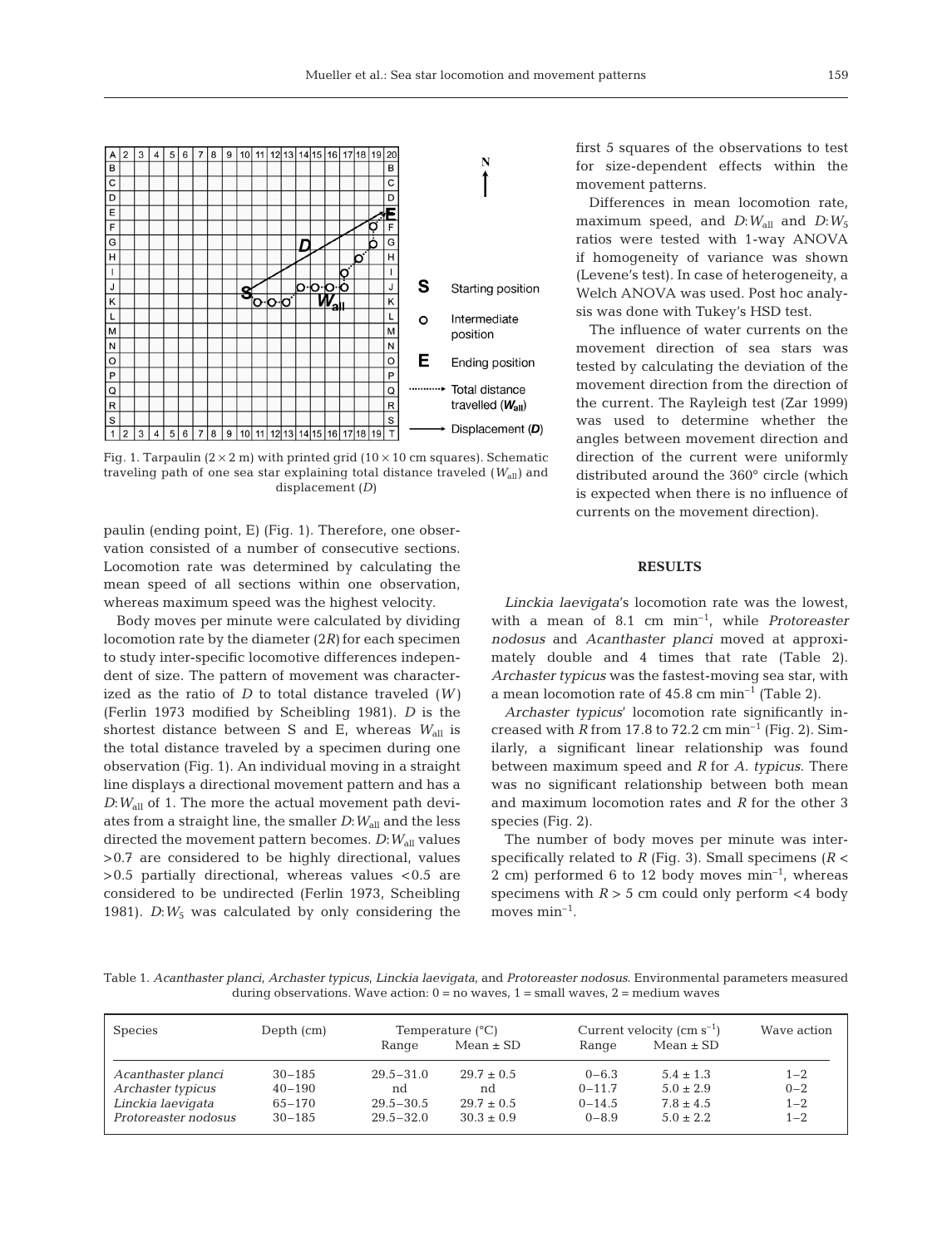Fig. 1. Tarpaulin (2 × 2 m) with printed grid (10 × 10 cm squares). Schematic traveling path of one sea star explaining total distance traveled ($W_{all}$) and displacement ($D$)

paulin (ending point, E) (Fig. 1). Therefore, one observation consisted of a number of consecutive sections. Locomotion rate was determined by calculating the mean speed of all sections within one observation, whereas maximum speed was the highest velocity.

Body moves per minute were calculated by dividing locomotion rate by the diameter ($2R$) for each specimen to study inter-specific locomotive differences independent of size. The pattern of movement was characterized as the ratio of $D$ to total distance traveled ($W$) (Ferlin 1973 modified by Scheibling 1981). $D$ is the shortest distance between S and E, whereas $W_{all}$ is the total distance traveled by a specimen during one observation (Fig. 1). An individual moving in a straight line displays a directional movement pattern and has a $D$:$W_{all}$ of 1. The more the actual movement path deviates from a straight line, the smaller $D$:$W_{all}$ and the less directed the movement pattern becomes. $D$:$W_{all}$ values >0.7 are considered to be highly directional, values >0.5 partially directional, whereas values <0.5 are considered to be undirected (Ferlin 1973, Scheibling 1981). $D$:$W_5$ was calculated by only considering the first 5 squares of the observations to test for size-dependent effects within the movement patterns.

Differences in mean locomotion rate, maximum speed, and $D$:$W_{all}$ and $D$:$W_5$ ratios were tested with 1-way ANOVA if homogeneity of variance was shown (Levene's test). In case of heterogeneity, a Welch ANOVA was used. Post hoc analysis was done with Tukey's HSD test.

The influence of water currents on the movement direction of sea stars was tested by calculating the deviation of the movement direction from the direction of the current. The Rayleigh test (Zar 1999) was used to determine whether the angles between movement direction and direction of the current were uniformly distributed around the 360° circle (which is expected when there is no influence of currents on the movement direction).

## RESULTS

*Linckia laevigata*'s locomotion rate was the lowest, with a mean of 8.1 cm min$^{-1}$, while *Protoreaster nodosus* and *Acanthaster planci* moved at approximately double and 4 times that rate (Table 2). *Archaster typicus* was the fastest-moving sea star, with a mean locomotion rate of 45.8 cm min$^{-1}$ (Table 2).

*Archaster typicus*' locomotion rate significantly increased with $R$ from 17.8 to 72.2 cm min$^{-1}$ (Fig. 2). Similarly, a significant linear relationship was found between maximum speed and $R$ for *A. typicus*. There was no significant relationship between both mean and maximum locomotion rates and $R$ for the other 3 species (Fig. 2).

The number of body moves per minute was interspecifically related to $R$ (Fig. 3). Small specimens ($R$ < 2 cm) performed 6 to 12 body moves min$^{-1}$, whereas specimens with $R$ > 5 cm could only perform <4 body moves min$^{-1}$.

Table 1. *Acanthaster planci*, *Archaster typicus*, *Linckia laevigata*, and *Protoreaster nodosus*. Environmental parameters measured during observations. Wave action: 0 = no waves, 1 = small waves, 2 = medium waves

| Species | Depth (cm) | Temperature (°C) | | Current velocity (cm s$^{-1}$) | | Wave action |
|---|---|---|---|---|---|---|
| | | Range | Mean ± SD | Range | Mean ± SD | |
| *Acanthaster planci* | 30–185 | 29.5–31.0 | 29.7 ± 0.5 | 0–6.3 | 5.4 ± 1.3 | 1–2 |
| *Archaster typicus* | 40–190 | nd | nd | 0–11.7 | 5.0 ± 2.9 | 0–2 |
| *Linckia laevigata* | 65–170 | 29.5–30.5 | 29.7 ± 0.5 | 0–14.5 | 7.8 ± 4.5 | 1–2 |
| *Protoreaster nodosus* | 30–185 | 29.5–32.0 | 30.3 ± 0.9 | 0–8.9 | 5.0 ± 2.2 | 1–2 |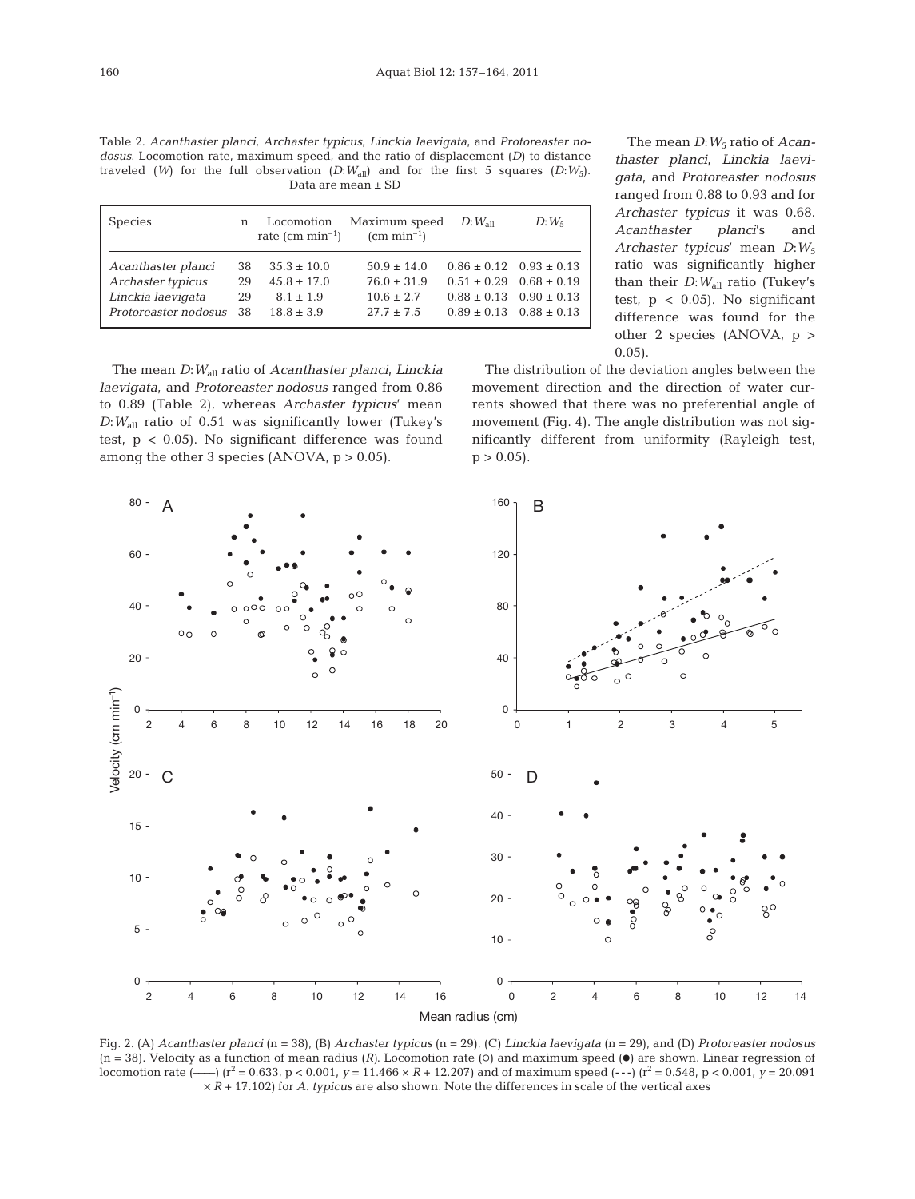Table 2. *Acanthaster planci*, *Archaster typicus*, *Linckia laevigata*, and *Protoreaster nodosus*. Locomotion rate, maximum speed, and the ratio of displacement ($D$) to distance traveled ($W$) for the full observation ($D$:$W_{all}$) and for the first 5 squares ($D$:$W_5$). Data are mean ± SD

| Species | n | Locomotion rate (cm $min^{-1}$) | Maximum speed (cm $min^{-1}$) | $D$:$W_{all}$ | $D$:$W_5$ |
|---|---|---|---|---|---|
| *Acanthaster planci* | 38 | 35.3 ± 10.0 | 50.9 ± 14.0 | 0.86 ± 0.12 | 0.93 ± 0.13 |
| *Archaster typicus* | 29 | 45.8 ± 17.0 | 76.0 ± 31.9 | 0.51 ± 0.29 | 0.68 ± 0.19 |
| *Linckia laevigata* | 29 | 8.1 ± 1.9 | 10.6 ± 2.7 | 0.88 ± 0.13 | 0.90 ± 0.13 |
| *Protoreaster nodosus* | 38 | 18.8 ± 3.9 | 27.7 ± 7.5 | 0.89 ± 0.13 | 0.88 ± 0.13 |

The mean $D$:$W_{all}$ ratio of *Acanthaster planci*, *Linckia laevigata*, and *Protoreaster nodosus* ranged from 0.86 to 0.89 (Table 2), whereas *Archaster typicus*' mean $D$:$W_{all}$ ratio of 0.51 was significantly lower (Tukey's test, $p < 0.05$). No significant difference was found among the other 3 species (ANOVA, $p > 0.05$).

The mean $D$:$W_5$ ratio of *Acanthaster planci*, *Linckia laevigata*, and *Protoreaster nodosus* ranged from 0.88 to 0.93 and for *Archaster typicus* it was 0.68. *Acanthaster planci*'s and *Archaster typicus*' mean $D$:$W_5$ ratio was significantly higher than their $D$:$W_{all}$ ratio (Tukey's test, $p < 0.05$). No significant difference was found for the other 2 species (ANOVA, $p > 0.05$).

The distribution of the deviation angles between the movement direction and the direction of water currents showed that there was no preferential angle of movement (Fig. 4). The angle distribution was not significantly different from uniformity (Rayleigh test, $p > 0.05$).

Fig. 2. (A) *Acanthaster planci* (n = 38), (B) *Archaster typicus* (n = 29), (C) *Linckia laevigata* (n = 29), and (D) *Protoreaster nodosus* (n = 38). Velocity as a function of mean radius ($R$). Locomotion rate (○) and maximum speed (●) are shown. Linear regression of locomotion rate (——) ($r^2 = 0.633$, $p < 0.001$, $y = 11.466 \times R + 12.207$) and of maximum speed (- - -) ($r^2 = 0.548$, $p < 0.001$, $y = 20.091 \times R + 17.102$) for *A. typicus* are also shown. Note the differences in scale of the vertical axes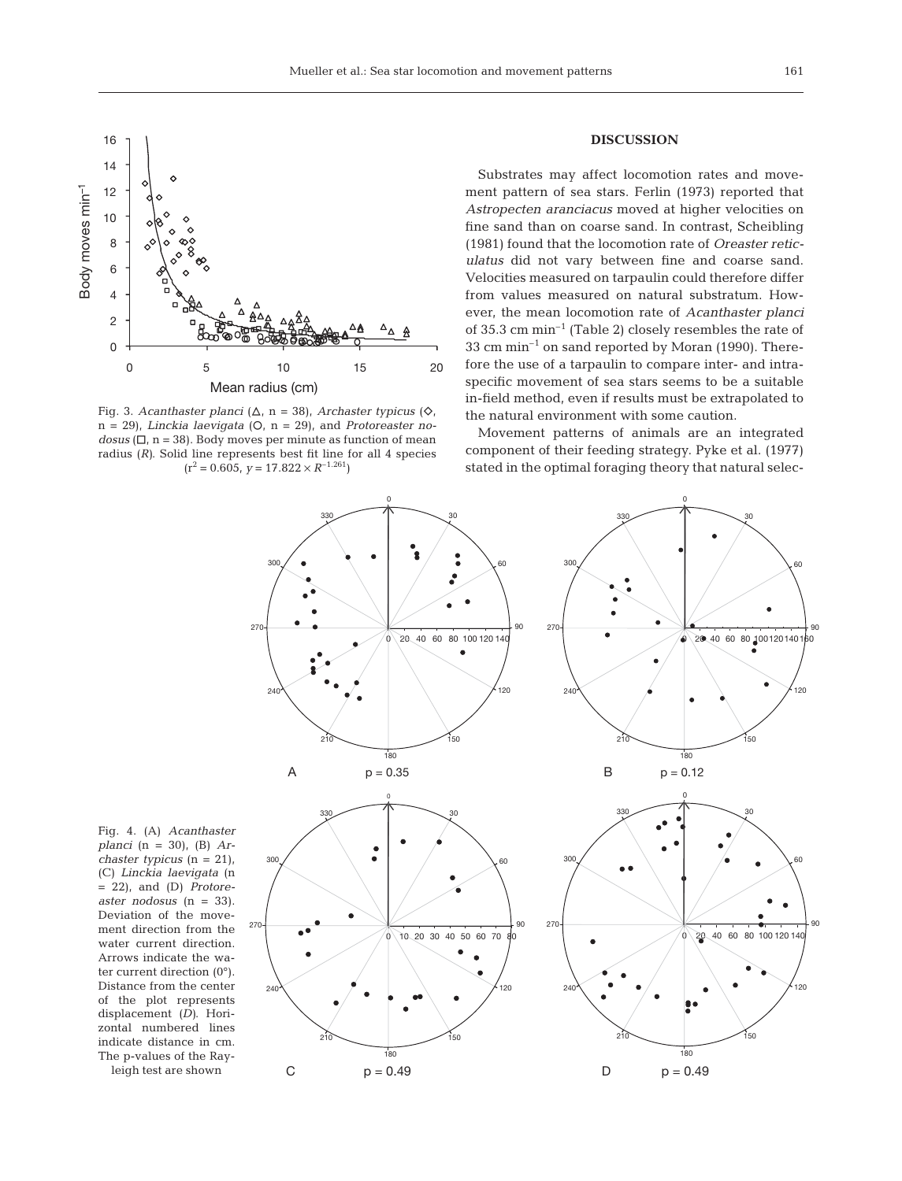Fig. 3. *Acanthaster planci* (△, n = 38), *Archaster typicus* (◇, n = 29), *Linckia laevigata* (○, n = 29), and *Protoreaster nodosus* (□, n = 38). Body moves per minute as function of mean radius (*R*). Solid line represents best fit line for all 4 species ($r^2 = 0.605$, $y = 17.822 \times R^{-1.261}$)

## DISCUSSION

Substrates may affect locomotion rates and movement pattern of sea stars. Ferlin (1973) reported that *Astropecten aranciacus* moved at higher velocities on fine sand than on coarse sand. In contrast, Scheibling (1981) found that the locomotion rate of *Oreaster reticulatus* did not vary between fine and coarse sand. Velocities measured on tarpaulin could therefore differ from values measured on natural substratum. However, the mean locomotion rate of *Acanthaster planci* of 35.3 cm $min^{-1}$ (Table 2) closely resembles the rate of 33 cm $min^{-1}$ on sand reported by Moran (1990). Therefore the use of a tarpaulin to compare inter- and intraspecific movement of sea stars seems to be a suitable in-field method, even if results must be extrapolated to the natural environment with some caution.

Movement patterns of animals are an integrated component of their feeding strategy. Pyke et al. (1977) stated in the optimal foraging theory that natural selec-

Fig. 4. (A) *Acanthaster planci* (n = 30), (B) *Archaster typicus* (n = 21), (C) *Linckia laevigata* (n = 22), and (D) *Protoreaster nodosus* (n = 33). Deviation of the movement direction from the water current direction. Arrows indicate the water current direction (0°). Distance from the center of the plot represents displacement (*D*). Horizontal numbered lines indicate distance in cm. The p-values of the Rayleigh test are shown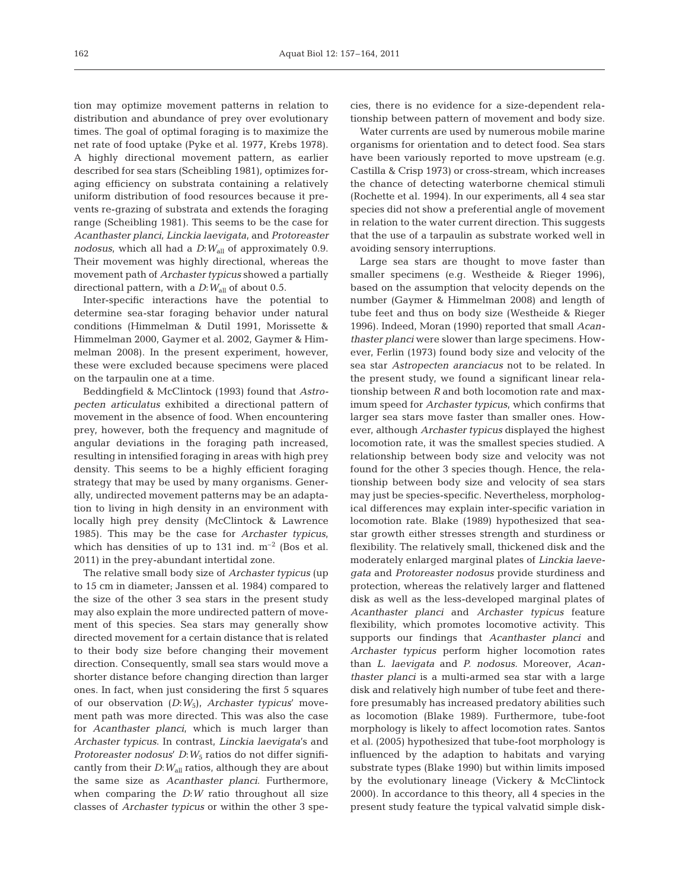tion may optimize movement patterns in relation to distribution and abundance of prey over evolutionary times. The goal of optimal foraging is to maximize the net rate of food uptake (Pyke et al. 1977, Krebs 1978). A highly directional movement pattern, as earlier described for sea stars (Scheibling 1981), optimizes foraging efficiency on substrata containing a relatively uniform distribution of food resources because it prevents re-grazing of substrata and extends the foraging range (Scheibling 1981). This seems to be the case for *Acanthaster planci*, *Linckia laevigata*, and *Protoreaster nodosus*, which all had a $D$:$W_{all}$ of approximately 0.9. Their movement was highly directional, whereas the movement path of *Archaster typicus* showed a partially directional pattern, with a $D$:$W_{all}$ of about 0.5.

Inter-specific interactions have the potential to determine sea-star foraging behavior under natural conditions (Himmelman & Dutil 1991, Morissette & Himmelman 2000, Gaymer et al. 2002, Gaymer & Himmelman 2008). In the present experiment, however, these were excluded because specimens were placed on the tarpaulin one at a time.

Beddingfield & McClintock (1993) found that *Astropecten articulatus* exhibited a directional pattern of movement in the absence of food. When encountering prey, however, both the frequency and magnitude of angular deviations in the foraging path increased, resulting in intensified foraging in areas with high prey density. This seems to be a highly efficient foraging strategy that may be used by many organisms. Generally, undirected movement patterns may be an adaptation to living in high density in an environment with locally high prey density (McClintock & Lawrence 1985). This may be the case for *Archaster typicus*, which has densities of up to 131 ind. $m^{-2}$ (Bos et al. 2011) in the prey-abundant intertidal zone.

The relative small body size of *Archaster typicus* (up to 15 cm in diameter; Janssen et al. 1984) compared to the size of the other 3 sea stars in the present study may also explain the more undirected pattern of movement of this species. Sea stars may generally show directed movement for a certain distance that is related to their body size before changing their movement direction. Consequently, small sea stars would move a shorter distance before changing direction than larger ones. In fact, when just considering the first 5 squares of our observation ($D$:$W_5$), *Archaster typicus*' movement path was more directed. This was also the case for *Acanthaster planci*, which is much larger than *Archaster typicus*. In contrast, *Linckia laevigata*'s and *Protoreaster nodosus*' $D$:$W_5$ ratios do not differ significantly from their $D$:$W_{all}$ ratios, although they are about the same size as *Acanthaster planci*. Furthermore, when comparing the $D$:$W$ ratio throughout all size classes of *Archaster typicus* or within the other 3 species, there is no evidence for a size-dependent relationship between pattern of movement and body size.

Water currents are used by numerous mobile marine organisms for orientation and to detect food. Sea stars have been variously reported to move upstream (e.g. Castilla & Crisp 1973) or cross-stream, which increases the chance of detecting waterborne chemical stimuli (Rochette et al. 1994). In our experiments, all 4 sea star species did not show a preferential angle of movement in relation to the water current direction. This suggests that the use of a tarpaulin as substrate worked well in avoiding sensory interruptions.

Large sea stars are thought to move faster than smaller specimens (e.g. Westheide & Rieger 1996), based on the assumption that velocity depends on the number (Gaymer & Himmelman 2008) and length of tube feet and thus on body size (Westheide & Rieger 1996). Indeed, Moran (1990) reported that small *Acanthaster planci* were slower than large specimens. However, Ferlin (1973) found body size and velocity of the sea star *Astropecten aranciacus* not to be related. In the present study, we found a significant linear relationship between $R$ and both locomotion rate and maximum speed for *Archaster typicus*, which confirms that larger sea stars move faster than smaller ones. However, although *Archaster typicus* displayed the highest locomotion rate, it was the smallest species studied. A relationship between body size and velocity was not found for the other 3 species though. Hence, the relationship between body size and velocity of sea stars may just be species-specific. Nevertheless, morphological differences may explain inter-specific variation in locomotion rate. Blake (1989) hypothesized that sea-star growth either stresses strength and sturdiness or flexibility. The relatively small, thickened disk and the moderately enlarged marginal plates of *Linckia laevegata* and *Protoreaster nodosus* provide sturdiness and protection, whereas the relatively larger and flattened disk as well as the less-developed marginal plates of *Acanthaster planci* and *Archaster typicus* feature flexibility, which promotes locomotive activity. This supports our findings that *Acanthaster planci* and *Archaster typicus* perform higher locomotion rates than *L. laevigata* and *P. nodosus*. Moreover, *Acanthaster planci* is a multi-armed sea star with a large disk and relatively high number of tube feet and therefore presumably has increased predatory abilities such as locomotion (Blake 1989). Furthermore, tube-foot morphology is likely to affect locomotion rates. Santos et al. (2005) hypothesized that tube-foot morphology is influenced by the adaption to habitats and varying substrate types (Blake 1990) but within limits imposed by the evolutionary lineage (Vickery & McClintock 2000). In accordance to this theory, all 4 species in the present study feature the typical valvatid simple disk-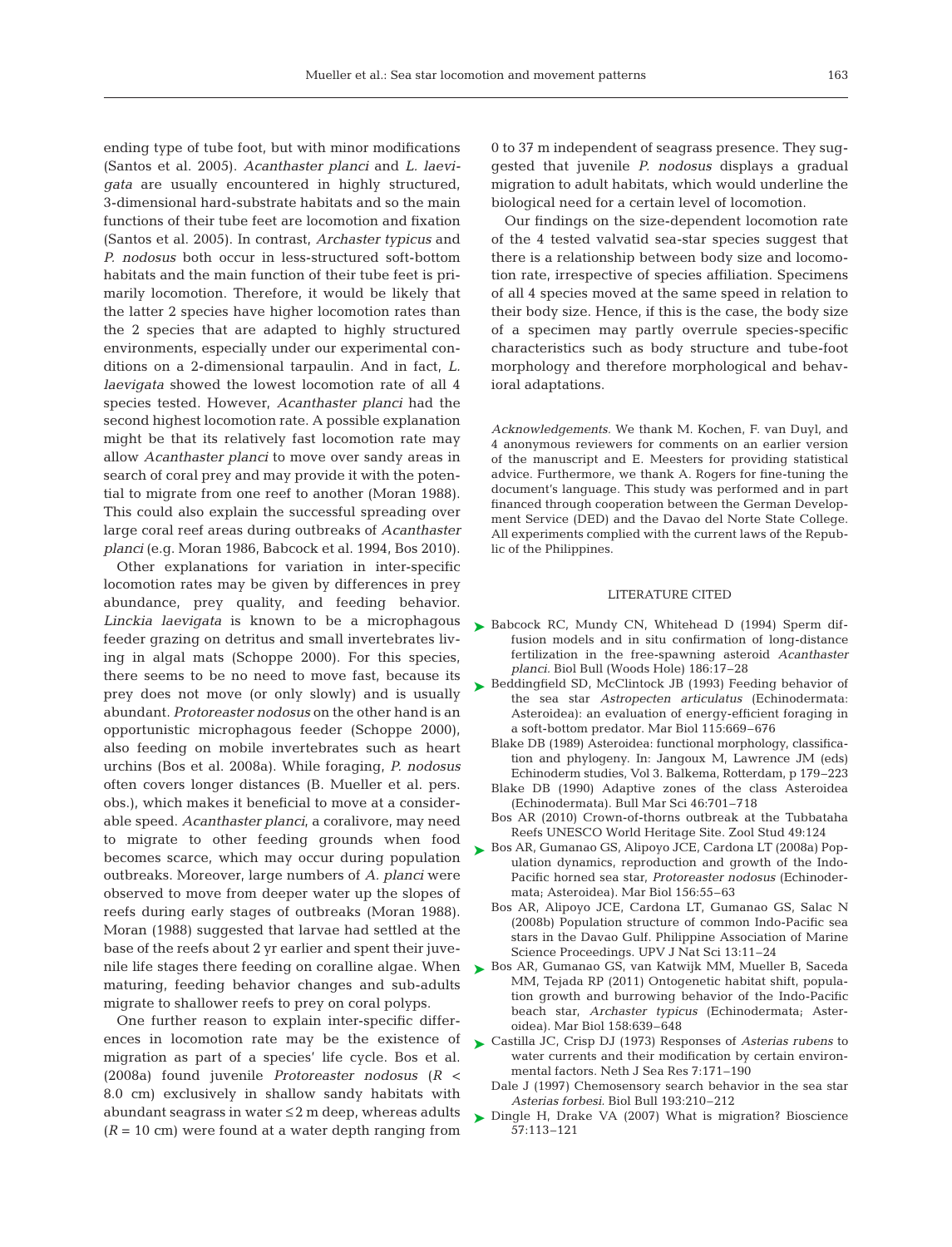ending type of tube foot, but with minor modifications (Santos et al. 2005). *Acanthaster planci* and *L. laevigata* are usually encountered in highly structured, 3-dimensional hard-substrate habitats and so the main functions of their tube feet are locomotion and fixation (Santos et al. 2005). In contrast, *Archaster typicus* and *P. nodosus* both occur in less-structured soft-bottom habitats and the main function of their tube feet is primarily locomotion. Therefore, it would be likely that the latter 2 species have higher locomotion rates than the 2 species that are adapted to highly structured environments, especially under our experimental conditions on a 2-dimensional tarpaulin. And in fact, *L. laevigata* showed the lowest locomotion rate of all 4 species tested. However, *Acanthaster planci* had the second highest locomotion rate. A possible explanation might be that its relatively fast locomotion rate may allow *Acanthaster planci* to move over sandy areas in search of coral prey and may provide it with the potential to migrate from one reef to another (Moran 1988). This could also explain the successful spreading over large coral reef areas during outbreaks of *Acanthaster planci* (e.g. Moran 1986, Babcock et al. 1994, Bos 2010).

Other explanations for variation in inter-specific locomotion rates may be given by differences in prey abundance, prey quality, and feeding behavior. *Linckia laevigata* is known to be a microphagous feeder grazing on detritus and small invertebrates living in algal mats (Schoppe 2000). For this species, there seems to be no need to move fast, because its prey does not move (or only slowly) and is usually abundant. *Protoreaster nodosus* on the other hand is an opportunistic microphagous feeder (Schoppe 2000), also feeding on mobile invertebrates such as heart urchins (Bos et al. 2008a). While foraging, *P. nodosus* often covers longer distances (B. Mueller et al. pers. obs.), which makes it beneficial to move at a considerable speed. *Acanthaster planci*, a coralivore, may need to migrate to other feeding grounds when food becomes scarce, which may occur during population outbreaks. Moreover, large numbers of *A. planci* were observed to move from deeper water up the slopes of reefs during early stages of outbreaks (Moran 1988). Moran (1988) suggested that larvae had settled at the base of the reefs about 2 yr earlier and spent their juvenile life stages there feeding on coralline algae. When maturing, feeding behavior changes and sub-adults migrate to shallower reefs to prey on coral polyps.

One further reason to explain inter-specific differences in locomotion rate may be the existence of migration as part of a species' life cycle. Bos et al. (2008a) found juvenile *Protoreaster nodosus* ($R$ < 8.0 cm) exclusively in shallow sandy habitats with abundant seagrass in water ≤2 m deep, whereas adults ($R$ = 10 cm) were found at a water depth ranging from 0 to 37 m independent of seagrass presence. They suggested that juvenile *P. nodosus* displays a gradual migration to adult habitats, which would underline the biological need for a certain level of locomotion.

Our findings on the size-dependent locomotion rate of the 4 tested valvatid sea-star species suggest that there is a relationship between body size and locomotion rate, irrespective of species affiliation. Specimens of all 4 species moved at the same speed in relation to their body size. Hence, if this is the case, the body size of a specimen may partly overrule species-specific characteristics such as body structure and tube-foot morphology and therefore morphological and behavioral adaptations.

*Acknowledgements.* We thank M. Kochen, F. van Duyl, and 4 anonymous reviewers for comments on an earlier version of the manuscript and E. Meesters for providing statistical advice. Furthermore, we thank A. Rogers for fine-tuning the document's language. This study was performed and in part financed through cooperation between the German Development Service (DED) and the Davao del Norte State College. All experiments complied with the current laws of the Republic of the Philippines.

## LITERATURE CITED

- Babcock RC, Mundy CN, Whitehead D (1994) Sperm diffusion models and in situ confirmation of long-distance fertilization in the free-spawning asteroid *Acanthaster planci.* Biol Bull (Woods Hole) 186:17–28
- Beddingfield SD, McClintock JB (1993) Feeding behavior of the sea star *Astropecten articulatus* (Echinodermata: Asteroidea): an evaluation of energy-efficient foraging in a soft-bottom predator. Mar Biol 115:669–676
- Blake DB (1989) Asteroidea: functional morphology, classification and phylogeny. In: Jangoux M, Lawrence JM (eds) Echinoderm studies, Vol 3. Balkema, Rotterdam, p 179–223
- Blake DB (1990) Adaptive zones of the class Asteroidea (Echinodermata). Bull Mar Sci 46:701–718
- Bos AR (2010) Crown-of-thorns outbreak at the Tubbataha Reefs UNESCO World Heritage Site. Zool Stud 49:124
- Bos AR, Gumanao GS, Alipoyo JCE, Cardona LT (2008a) Population dynamics, reproduction and growth of the Indo-Pacific horned sea star, *Protoreaster nodosus* (Echinodermata; Asteroidea). Mar Biol 156:55–63
- Bos AR, Alipoyo JCE, Cardona LT, Gumanao GS, Salac N (2008b) Population structure of common Indo-Pacific sea stars in the Davao Gulf. Philippine Association of Marine Science Proceedings. UPV J Nat Sci 13:11–24
- Bos AR, Gumanao GS, van Katwijk MM, Mueller B, Saceda MM, Tejada RP (2011) Ontogenetic habitat shift, population growth and burrowing behavior of the Indo-Pacific beach star, *Archaster typicus* (Echinodermata; Asteroidea). Mar Biol 158:639–648
- Castilla JC, Crisp DJ (1973) Responses of *Asterias rubens* to water currents and their modification by certain environmental factors. Neth J Sea Res 7:171–190
- Dale J (1997) Chemosensory search behavior in the sea star *Asterias forbesi.* Biol Bull 193:210–212
- Dingle H, Drake VA (2007) What is migration? Bioscience 57:113–121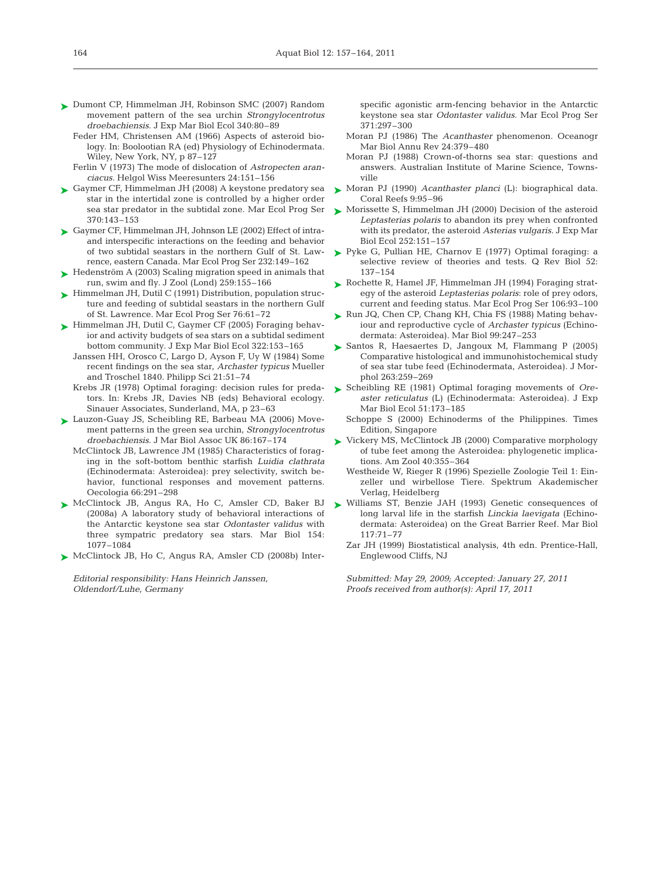Dumont CP, Himmelman JH, Robinson SMC (2007) Random movement pattern of the sea urchin *Strongylocentrotus droebachiensis*. J Exp Mar Biol Ecol 340:80–89

Feder HM, Christensen AM (1966) Aspects of asteroid biology. In: Boolootian RA (ed) Physiology of Echinodermata. Wiley, New York, NY, p 87–127

Ferlin V (1973) The mode of dislocation of *Astropecten aranciacus*. Helgol Wiss Meeresunters 24:151–156

Gaymer CF, Himmelman JH (2008) A keystone predatory sea star in the intertidal zone is controlled by a higher order sea star predator in the subtidal zone. Mar Ecol Prog Ser 370:143–153

Gaymer CF, Himmelman JH, Johnson LE (2002) Effect of intra- and interspecific interactions on the feeding and behavior of two subtidal seastars in the northern Gulf of St. Lawrence, eastern Canada. Mar Ecol Prog Ser 232:149–162

Hedenström A (2003) Scaling migration speed in animals that run, swim and fly. J Zool (Lond) 259:155–166

Himmelman JH, Dutil C (1991) Distribution, population structure and feeding of subtidal seastars in the northern Gulf of St. Lawrence. Mar Ecol Prog Ser 76:61–72

Himmelman JH, Dutil C, Gaymer CF (2005) Foraging behavior and activity budgets of sea stars on a subtidal sediment bottom community. J Exp Mar Biol Ecol 322:153–165

Janssen HH, Orosco C, Largo D, Ayson F, Uy W (1984) Some recent findings on the sea star, *Archaster typicus* Mueller and Troschel 1840. Philipp Sci 21:51–74

Krebs JR (1978) Optimal foraging: decision rules for predators. In: Krebs JR, Davies NB (eds) Behavioral ecology. Sinauer Associates, Sunderland, MA, p 23–63

Lauzon-Guay JS, Scheibling RE, Barbeau MA (2006) Movement patterns in the green sea urchin, *Strongylocentrotus droebachiensis*. J Mar Biol Assoc UK 86:167–174

McClintock JB, Lawrence JM (1985) Characteristics of foraging in the soft-bottom benthic starfish *Luidia clathrata* (Echinodermata: Asteroidea): prey selectivity, switch behavior, functional responses and movement patterns. Oecologia 66:291–298

McClintock JB, Angus RA, Ho C, Amsler CD, Baker BJ (2008a) A laboratory study of behavioral interactions of the Antarctic keystone sea star *Odontaster validus* with three sympatric predatory sea stars. Mar Biol 154:1077–1084

McClintock JB, Ho C, Angus RA, Amsler CD (2008b) Interspecific agonistic arm-fencing behavior in the Antarctic keystone sea star *Odontaster validus*. Mar Ecol Prog Ser 371:297–300

Moran PJ (1986) The *Acanthaster* phenomenon. Oceanogr Mar Biol Annu Rev 24:379–480

Moran PJ (1988) Crown-of-thorns sea star: questions and answers. Australian Institute of Marine Science, Townsville

Moran PJ (1990) *Acanthaster planci* (L): biographical data. Coral Reefs 9:95–96

Morissette S, Himmelman JH (2000) Decision of the asteroid *Leptasterias polaris* to abandon its prey when confronted with its predator, the asteroid *Asterias vulgaris*. J Exp Mar Biol Ecol 252:151–157

Pyke G, Pullian HE, Charnov E (1977) Optimal foraging: a selective review of theories and tests. Q Rev Biol 52:137–154

Rochette R, Hamel JF, Himmelman JH (1994) Foraging strategy of the asteroid *Leptasterias polaris*: role of prey odors, current and feeding status. Mar Ecol Prog Ser 106:93–100

Run JQ, Chen CP, Chang KH, Chia FS (1988) Mating behaviour and reproductive cycle of *Archaster typicus* (Echinodermata: Asteroidea). Mar Biol 99:247–253

Santos R, Haesaertes D, Jangoux M, Flammang P (2005) Comparative histological and immunohistochemical study of sea star tube feed (Echinodermata, Asteroidea). J Morphol 263:259–269

Scheibling RE (1981) Optimal foraging movements of *Oreaster reticulatus* (L) (Echinodermata: Asteroidea). J Exp Mar Biol Ecol 51:173–185

Schoppe S (2000) Echinoderms of the Philippines. Times Edition, Singapore

Vickery MS, McClintock JB (2000) Comparative morphology of tube feet among the Asteroidea: phylogenetic implications. Am Zool 40:355–364

Westheide W, Rieger R (1996) Spezielle Zoologie Teil 1: Einzeller und wirbellose Tiere. Spektrum Akademischer Verlag, Heidelberg

Williams ST, Benzie JAH (1993) Genetic consequences of long larval life in the starfish *Linckia laevigata* (Echinodermata: Asteroidea) on the Great Barrier Reef. Mar Biol 117:71–77

Zar JH (1999) Biostatistical analysis, 4th edn. Prentice-Hall, Englewood Cliffs, NJ

*Editorial responsibility: Hans Heinrich Janssen, Oldendorf/Luhe, Germany*

*Submitted: May 29, 2009; Accepted: January 27, 2011*
*Proofs received from author(s): April 17, 2011*